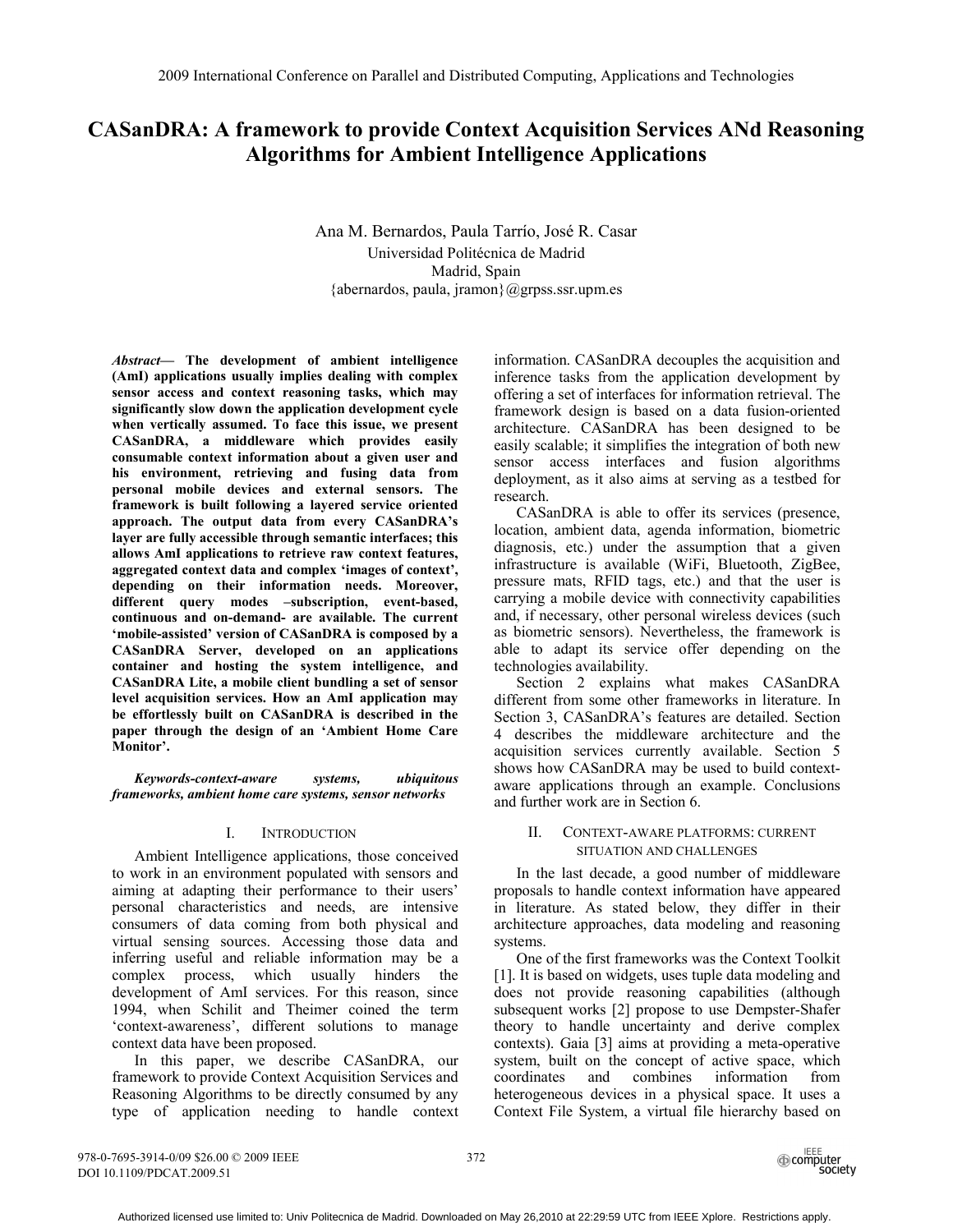# CASanDRA: A framework to provide Context Acquisition Services ANd Reasoning Algorithms for Ambient Intelligence Applications

Ana M. Bernardos, Paula Tarrío, José R. Casar
Universidad Politécnica de Madrid
Madrid, Spain
{abernardos, paula, jramon}@grpss.ssr.upm.es

***Abstract*— The development of ambient intelligence (AmI) applications usually implies dealing with complex sensor access and context reasoning tasks, which may significantly slow down the application development cycle when vertically assumed. To face this issue, we present CASanDRA, a middleware which provides easily consumable context information about a given user and his environment, retrieving and fusing data from personal mobile devices and external sensors. The framework is built following a layered service oriented approach. The output data from every CASanDRA's layer are fully accessible through semantic interfaces; this allows AmI applications to retrieve raw context features, aggregated context data and complex 'images of context', depending on their information needs. Moreover, different query modes –subscription, event-based, continuous and on-demand- are available. The current 'mobile-assisted' version of CASanDRA is composed by a CASanDRA Server, developed on an applications container and hosting the system intelligence, and CASanDRA Lite, a mobile client bundling a set of sensor level acquisition services. How an AmI application may be effortlessly built on CASanDRA is described in the paper through the design of an 'Ambient Home Care Monitor'.**

***Keywords-context-aware systems, ubiquitous frameworks, ambient home care systems, sensor networks***

## I. Introduction

Ambient Intelligence applications, those conceived to work in an environment populated with sensors and aiming at adapting their performance to their users' personal characteristics and needs, are intensive consumers of data coming from both physical and virtual sensing sources. Accessing those data and inferring useful and reliable information may be a complex process, which usually hinders the development of AmI services. For this reason, since 1994, when Schilit and Theimer coined the term 'context-awareness', different solutions to manage context data have been proposed.

In this paper, we describe CASanDRA, our framework to provide Context Acquisition Services and Reasoning Algorithms to be directly consumed by any type of application needing to handle context information. CASanDRA decouples the acquisition and inference tasks from the application development by offering a set of interfaces for information retrieval. The framework design is based on a data fusion-oriented architecture. CASanDRA has been designed to be easily scalable; it simplifies the integration of both new sensor access interfaces and fusion algorithms deployment, as it also aims at serving as a testbed for research.

CASanDRA is able to offer its services (presence, location, ambient data, agenda information, biometric diagnosis, etc.) under the assumption that a given infrastructure is available (WiFi, Bluetooth, ZigBee, pressure mats, RFID tags, etc.) and that the user is carrying a mobile device with connectivity capabilities and, if necessary, other personal wireless devices (such as biometric sensors). Nevertheless, the framework is able to adapt its service offer depending on the technologies availability.

Section 2 explains what makes CASanDRA different from some other frameworks in literature. In Section 3, CASanDRA's features are detailed. Section 4 describes the middleware architecture and the acquisition services currently available. Section 5 shows how CASanDRA may be used to build context-aware applications through an example. Conclusions and further work are in Section 6.

## II. Context-aware platforms: current situation and challenges

In the last decade, a good number of middleware proposals to handle context information have appeared in literature. As stated below, they differ in their architecture approaches, data modeling and reasoning systems.

One of the first frameworks was the Context Toolkit [1]. It is based on widgets, uses tuple data modeling and does not provide reasoning capabilities (although subsequent works [2] propose to use Dempster-Shafer theory to handle uncertainty and derive complex contexts). Gaia [3] aims at providing a meta-operative system, built on the concept of active space, which coordinates and combines information from heterogeneous devices in a physical space. It uses a Context File System, a virtual file hierarchy based on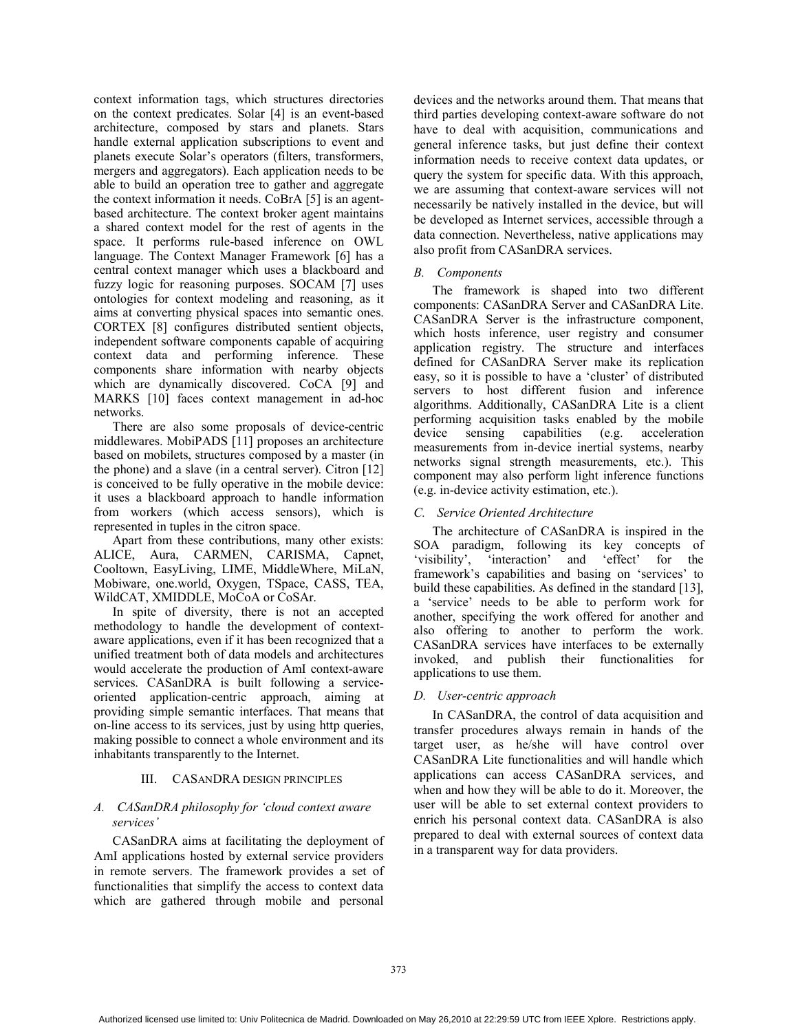context information tags, which structures directories on the context predicates. Solar [4] is an event-based architecture, composed by stars and planets. Stars handle external application subscriptions to event and planets execute Solar's operators (filters, transformers, mergers and aggregators). Each application needs to be able to build an operation tree to gather and aggregate the context information it needs. CoBrA [5] is an agent-based architecture. The context broker agent maintains a shared context model for the rest of agents in the space. It performs rule-based inference on OWL language. The Context Manager Framework [6] has a central context manager which uses a blackboard and fuzzy logic for reasoning purposes. SOCAM [7] uses ontologies for context modeling and reasoning, as it aims at converting physical spaces into semantic ones. CORTEX [8] configures distributed sentient objects, independent software components capable of acquiring context data and performing inference. These components share information with nearby objects which are dynamically discovered. CoCA [9] and MARKS [10] faces context management in ad-hoc networks.

There are also some proposals of device-centric middlewares. MobiPADS [11] proposes an architecture based on mobilets, structures composed by a master (in the phone) and a slave (in a central server). Citron [12] is conceived to be fully operative in the mobile device: it uses a blackboard approach to handle information from workers (which access sensors), which is represented in tuples in the citron space.

Apart from these contributions, many other exists: ALICE, Aura, CARMEN, CARISMA, Capnet, Cooltown, EasyLiving, LIME, MiddleWhere, MiLaN, Mobiware, one.world, Oxygen, TSpace, CASS, TEA, WildCAT, XMIDDLE, MoCoA or CoSAr.

In spite of diversity, there is not an accepted methodology to handle the development of context-aware applications, even if it has been recognized that a unified treatment both of data models and architectures would accelerate the production of AmI context-aware services. CASanDRA is built following a service-oriented application-centric approach, aiming at providing simple semantic interfaces. That means that on-line access to its services, just by using http queries, making possible to connect a whole environment and its inhabitants transparently to the Internet.

## III. CASanDRA Design Principles

### A. *CASanDRA philosophy for 'cloud context aware services'*

CASanDRA aims at facilitating the deployment of AmI applications hosted by external service providers in remote servers. The framework provides a set of functionalities that simplify the access to context data which are gathered through mobile and personal devices and the networks around them. That means that third parties developing context-aware software do not have to deal with acquisition, communications and general inference tasks, but just define their context information needs to receive context data updates, or query the system for specific data. With this approach, we are assuming that context-aware services will not necessarily be natively installed in the device, but will be developed as Internet services, accessible through a data connection. Nevertheless, native applications may also profit from CASanDRA services.

### B. *Components*

The framework is shaped into two different components: CASanDRA Server and CASanDRA Lite. CASanDRA Server is the infrastructure component, which hosts inference, user registry and consumer application registry. The structure and interfaces defined for CASanDRA Server make its replication easy, so it is possible to have a 'cluster' of distributed servers to host different fusion and inference algorithms. Additionally, CASanDRA Lite is a client performing acquisition tasks enabled by the mobile device sensing capabilities (e.g. acceleration measurements from in-device inertial systems, nearby networks signal strength measurements, etc.). This component may also perform light inference functions (e.g. in-device activity estimation, etc.).

### C. *Service Oriented Architecture*

The architecture of CASanDRA is inspired in the SOA paradigm, following its key concepts of 'visibility', 'interaction' and 'effect' for the framework's capabilities and basing on 'services' to build these capabilities. As defined in the standard [13], a 'service' needs to be able to perform work for another, specifying the work offered for another and also offering to another to perform the work. CASanDRA services have interfaces to be externally invoked, and publish their functionalities for applications to use them.

### D. *User-centric approach*

In CASanDRA, the control of data acquisition and transfer procedures always remain in hands of the target user, as he/she will have control over CASanDRA Lite functionalities and will handle which applications can access CASanDRA services, and when and how they will be able to do it. Moreover, the user will be able to set external context providers to enrich his personal context data. CASanDRA is also prepared to deal with external sources of context data in a transparent way for data providers.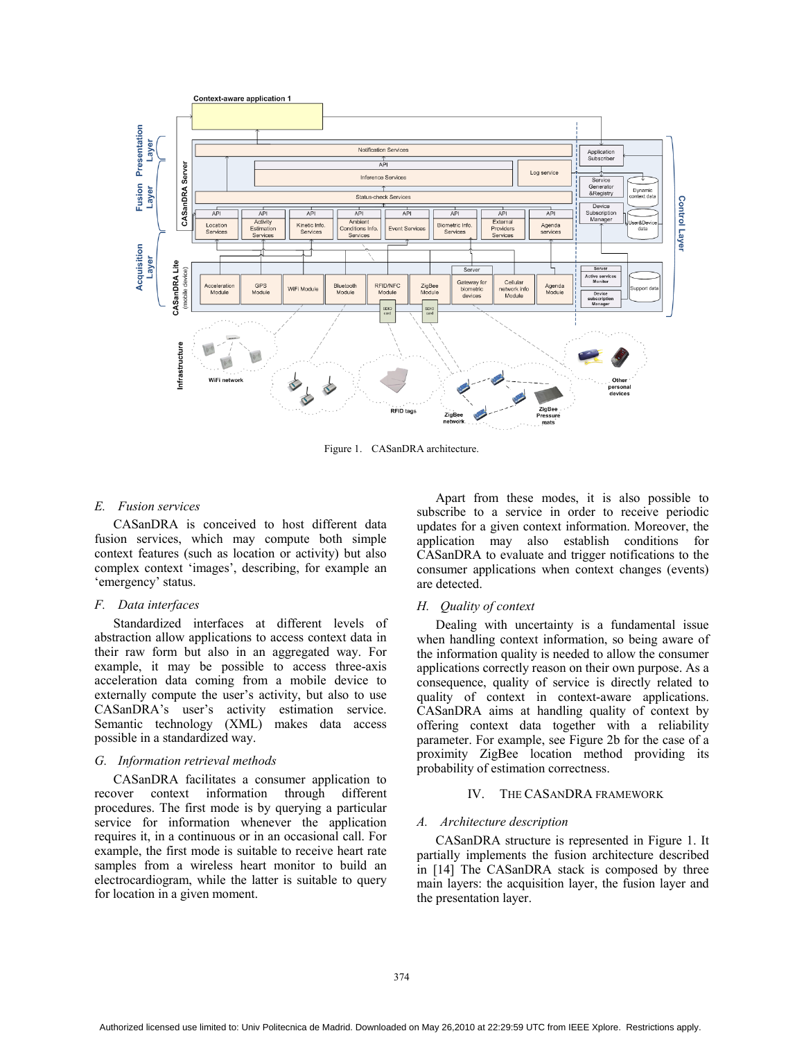Figure 1. CASanDRA architecture.

### E. Fusion services

CASanDRA is conceived to host different data fusion services, which may compute both simple context features (such as location or activity) but also complex context 'images', describing, for example an 'emergency' status.

### F. Data interfaces

Standardized interfaces at different levels of abstraction allow applications to access context data in their raw form but also in an aggregated way. For example, it may be possible to access three-axis acceleration data coming from a mobile device to externally compute the user's activity, but also to use CASanDRA's user's activity estimation service. Semantic technology (XML) makes data access possible in a standardized way.

### G. Information retrieval methods

CASanDRA facilitates a consumer application to recover context information through different procedures. The first mode is by querying a particular service for information whenever the application requires it, in a continuous or in an occasional call. For example, the first mode is suitable to receive heart rate samples from a wireless heart monitor to build an electrocardiogram, while the latter is suitable to query for location in a given moment.

Apart from these modes, it is also possible to subscribe to a service in order to receive periodic updates for a given context information. Moreover, the application may also establish conditions for CASanDRA to evaluate and trigger notifications to the consumer applications when context changes (events) are detected.

### H. Quality of context

Dealing with uncertainty is a fundamental issue when handling context information, so being aware of the information quality is needed to allow the consumer applications correctly reason on their own purpose. As a consequence, quality of service is directly related to quality of context in context-aware applications. CASanDRA aims at handling quality of context by offering context data together with a reliability parameter. For example, see Figure 2b for the case of a proximity ZigBee location method providing its probability of estimation correctness.

## IV. THE CASANDRA FRAMEWORK

### A. Architecture description

CASanDRA structure is represented in Figure 1. It partially implements the fusion architecture described in [14] The CASanDRA stack is composed by three main layers: the acquisition layer, the fusion layer and the presentation layer.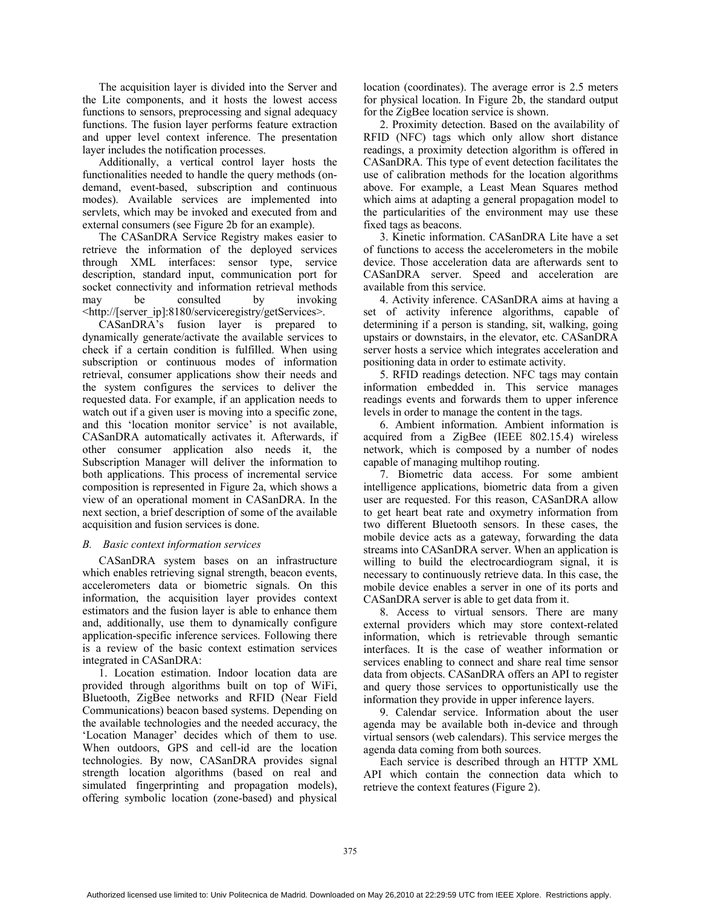The acquisition layer is divided into the Server and the Lite components, and it hosts the lowest access functions to sensors, preprocessing and signal adequacy functions. The fusion layer performs feature extraction and upper level context inference. The presentation layer includes the notification processes.

Additionally, a vertical control layer hosts the functionalities needed to handle the query methods (on-demand, event-based, subscription and continuous modes). Available services are implemented into servlets, which may be invoked and executed from and external consumers (see Figure 2b for an example).

The CASanDRA Service Registry makes easier to retrieve the information of the deployed services through XML interfaces: sensor type, service description, standard input, communication port for socket connectivity and information retrieval methods may be consulted by invoking <http://[server_ip]:8180/serviceregistry/getServices>.

CASanDRA's fusion layer is prepared to dynamically generate/activate the available services to check if a certain condition is fulfilled. When using subscription or continuous modes of information retrieval, consumer applications show their needs and the system configures the services to deliver the requested data. For example, if an application needs to watch out if a given user is moving into a specific zone, and this 'location monitor service' is not available, CASanDRA automatically activates it. Afterwards, if other consumer application also needs it, the Subscription Manager will deliver the information to both applications. This process of incremental service composition is represented in Figure 2a, which shows a view of an operational moment in CASanDRA. In the next section, a brief description of some of the available acquisition and fusion services is done.

### *B. Basic context information services*

CASanDRA system bases on an infrastructure which enables retrieving signal strength, beacon events, accelerometers data or biometric signals. On this information, the acquisition layer provides context estimators and the fusion layer is able to enhance them and, additionally, use them to dynamically configure application-specific inference services. Following there is a review of the basic context estimation services integrated in CASanDRA:

1. Location estimation. Indoor location data are provided through algorithms built on top of WiFi, Bluetooth, ZigBee networks and RFID (Near Field Communications) beacon based systems. Depending on the available technologies and the needed accuracy, the 'Location Manager' decides which of them to use. When outdoors, GPS and cell-id are the location technologies. By now, CASanDRA provides signal strength location algorithms (based on real and simulated fingerprinting and propagation models), offering symbolic location (zone-based) and physical location (coordinates). The average error is 2.5 meters for physical location. In Figure 2b, the standard output for the ZigBee location service is shown.

2. Proximity detection. Based on the availability of RFID (NFC) tags which only allow short distance readings, a proximity detection algorithm is offered in CASanDRA. This type of event detection facilitates the use of calibration methods for the location algorithms above. For example, a Least Mean Squares method which aims at adapting a general propagation model to the particularities of the environment may use these fixed tags as beacons.

3. Kinetic information. CASanDRA Lite have a set of functions to access the accelerometers in the mobile device. Those acceleration data are afterwards sent to CASanDRA server. Speed and acceleration are available from this service.

4. Activity inference. CASanDRA aims at having a set of activity inference algorithms, capable of determining if a person is standing, sit, walking, going upstairs or downstairs, in the elevator, etc. CASanDRA server hosts a service which integrates acceleration and positioning data in order to estimate activity.

5. RFID readings detection. NFC tags may contain information embedded in. This service manages readings events and forwards them to upper inference levels in order to manage the content in the tags.

6. Ambient information. Ambient information is acquired from a ZigBee (IEEE 802.15.4) wireless network, which is composed by a number of nodes capable of managing multihop routing.

7. Biometric data access. For some ambient intelligence applications, biometric data from a given user are requested. For this reason, CASanDRA allow to get heart beat rate and oxymetry information from two different Bluetooth sensors. In these cases, the mobile device acts as a gateway, forwarding the data streams into CASanDRA server. When an application is willing to build the electrocardiogram signal, it is necessary to continuously retrieve data. In this case, the mobile device enables a server in one of its ports and CASanDRA server is able to get data from it.

8. Access to virtual sensors. There are many external providers which may store context-related information, which is retrievable through semantic interfaces. It is the case of weather information or services enabling to connect and share real time sensor data from objects. CASanDRA offers an API to register and query those services to opportunistically use the information they provide in upper inference layers.

9. Calendar service. Information about the user agenda may be available both in-device and through virtual sensors (web calendars). This service merges the agenda data coming from both sources.

Each service is described through an HTTP XML API which contain the connection data which to retrieve the context features (Figure 2).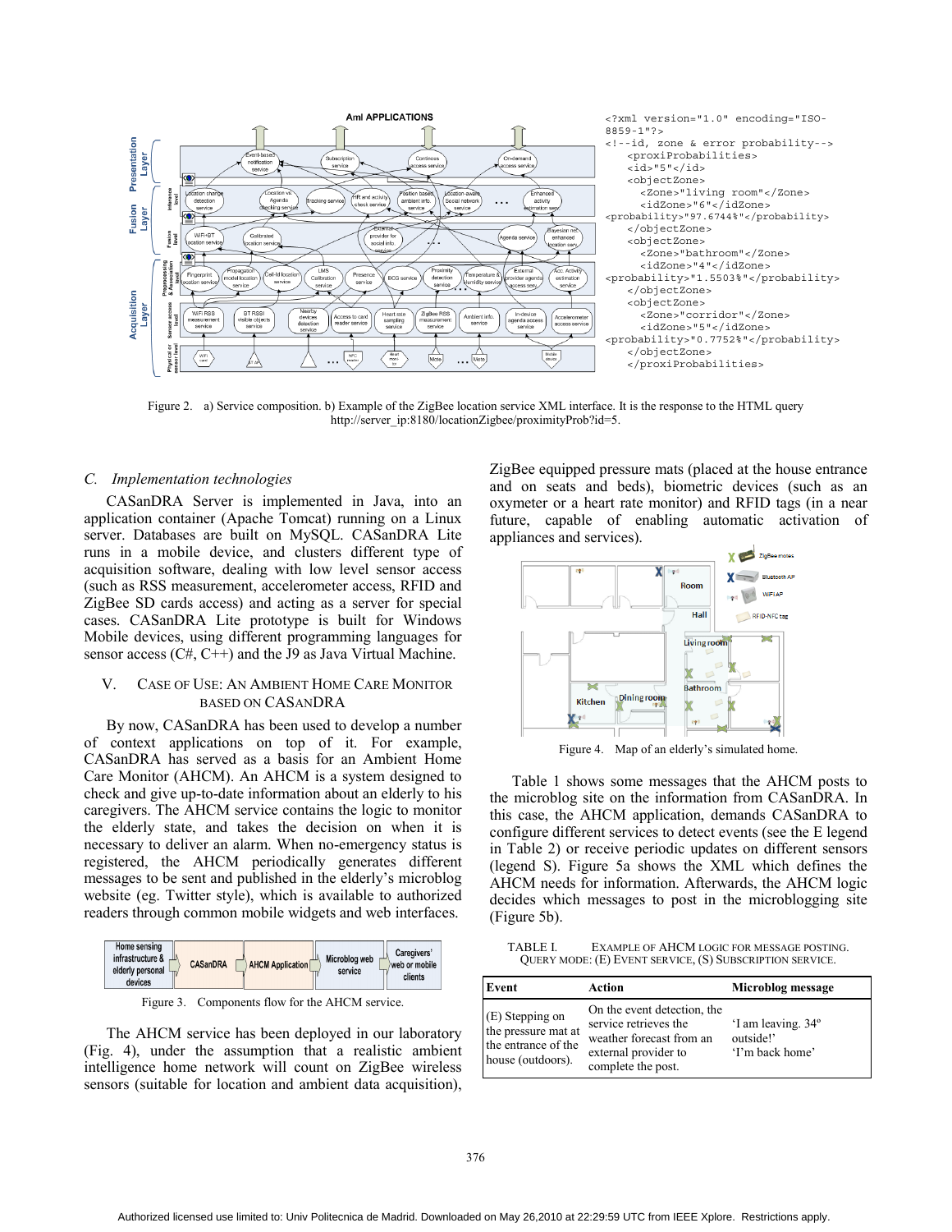```
<?xml version="1.0" encoding="ISO-8859-1"?>
<!--id, zone & error probability-->
    <proxiProbabilities>
    <id>"5"</id>
    <objectZone>
        <Zone>"living room"</Zone>
        <idZone>"6"</idZone>
<probability>"97.6744%"</probability>
    </objectZone>
    <objectZone>
        <Zone>"bathroom"</Zone>
        <idZone>"4"</idZone>
<probability>"1.5503%"</probability>
    </objectZone>
    <objectZone>
        <Zone>"corridor"</Zone>
        <idZone>"5"</idZone>
<probability>"0.7752%"</probability>
    </objectZone>
    </proxiProbabilities>
```

Figure 2. a) Service composition. b) Example of the ZigBee location service XML interface. It is the response to the HTML query http://server_ip:8180/locationZigbee/proximityProb?id=5.

### C. *Implementation technologies*

CASanDRA Server is implemented in Java, into an application container (Apache Tomcat) running on a Linux server. Databases are built on MySQL. CASanDRA Lite runs in a mobile device, and clusters different type of acquisition software, dealing with low level sensor access (such as RSS measurement, accelerometer access, RFID and ZigBee SD cards access) and acting as a server for special cases. CASanDRA Lite prototype is built for Windows Mobile devices, using different programming languages for sensor access (C#, C++) and the J9 as Java Virtual Machine.

## V. Case of Use: An Ambient Home Care Monitor based on CASanDRA

By now, CASanDRA has been used to develop a number of context applications on top of it. For example, CASanDRA has served as a basis for an Ambient Home Care Monitor (AHCM). An AHCM is a system designed to check and give up-to-date information about an elderly to his caregivers. The AHCM service contains the logic to monitor the elderly state, and takes the decision on when it is necessary to deliver an alarm. When no-emergency status is registered, the AHCM periodically generates different messages to be sent and published in the elderly's microblog website (eg. Twitter style), which is available to authorized readers through common mobile widgets and web interfaces.

Figure 3. Components flow for the AHCM service.

The AHCM service has been deployed in our laboratory (Fig. 4), under the assumption that a realistic ambient intelligence home network will count on ZigBee wireless sensors (suitable for location and ambient data acquisition), ZigBee equipped pressure mats (placed at the house entrance and on seats and beds), biometric devices (such as an oxymeter or a heart rate monitor) and RFID tags (in a near future, capable of enabling automatic activation of appliances and services).

Figure 4. Map of an elderly's simulated home.

Table 1 shows some messages that the AHCM posts to the microblog site on the information from CASanDRA. In this case, the AHCM application, demands CASanDRA to configure different services to detect events (see the E legend in Table 2) or receive periodic updates on different sensors (legend S). Figure 5a shows the XML which defines the AHCM needs for information. Afterwards, the AHCM logic decides which messages to post in the microblogging site (Figure 5b).

TABLE I. Example of AHCM logic for message posting. Query mode: (E) Event service, (S) Subscription service.

| Event | Action | Microblog message |
|---|---|---|
| (E) Stepping on the pressure mat at the entrance of the house (outdoors). | On the event detection, the service retrieves the weather forecast from an external provider to complete the post. | 'I am leaving. 34º outside!' 'I'm back home' |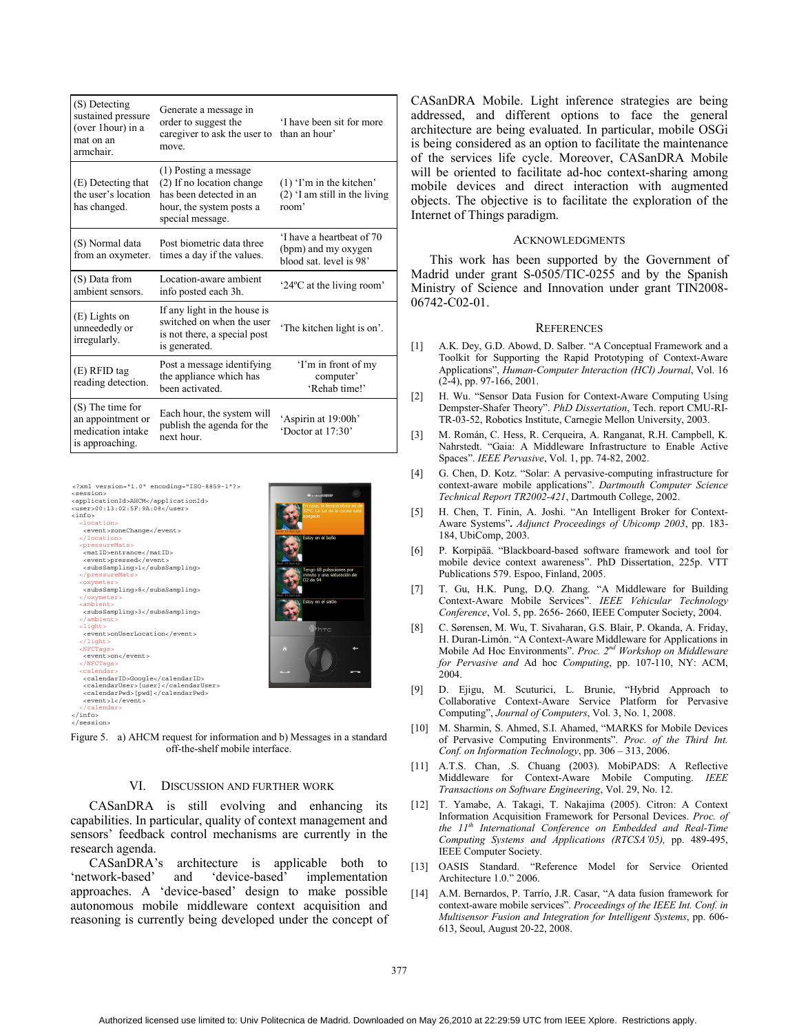| | | |
|---|---|---|
| (S) Detecting sustained pressure (over 1hour) in a mat on an armchair. | Generate a message in order to suggest the caregiver to ask the user to move. | 'I have been sit for more than an hour' |
| (E) Detecting that the user's location has changed. | (1) Posting a message (2) If no location change has been detected in an hour, the system posts a special message. | (1) 'I'm in the kitchen' (2) 'I am still in the living room' |
| (S) Normal data from an oxymeter. | Post biometric data three times a day if the values. | 'I have a heartbeat of 70 (bpm) and my oxygen blood sat. level is 98' |
| (S) Data from ambient sensors. | Location-aware ambient info posted each 3h. | '24ºC at the living room' |
| (E) Lights on unneededly or irregularly. | If any light in the house is switched on when the user is not there, a special post is generated. | 'The kitchen light is on'. |
| (E) RFID tag reading detection. | Post a message identifying the appliance which has been activated. | 'I'm in front of my computer' 'Rehab time!' |
| (S) The time for an appointment or medication intake is approaching. | Each hour, the system will publish the agenda for the next hour. | 'Aspirin at 19:00h' 'Doctor at 17:30' |

```
<?xml version="1.0" encoding="ISO-8859-1"?>
<session>
<applicationId>AHCM</applicationId>
<user>00:13:02:5F:9A:08</user>
<info>
  <location>
   <event>zoneChange</event>
  </location>
  <pressureMats>
   <matID>entrance</matID>
   <event>pressed</event>
   <subsSampling>1</subsSampling>
  </pressureMats>
  <oxymeter>
   <subsSampling>8</subsSampling>
  </oxymeter>
  <ambient>
   <subsSampling>3</subsSampling>
  </ambient>
  <light>
   <event>onUserLocation</event>
  </light>
  <NFCTags>
   <event>on</event>
  </NFCTags>
  <calendar>
   <calendarID>Google</calendarID>
   <calendarUser>[user]</calendarUser>
   <calendarPwd>[pwd]</calendarPwd>
   <event>1</event>
  </calendar>
</info>
</session>
```

Figure 5. a) AHCM request for information and b) Messages in a standard off-the-shelf mobile interface.

## VI. Discussion and Further Work

CASanDRA is still evolving and enhancing its capabilities. In particular, quality of context management and sensors' feedback control mechanisms are currently in the research agenda.

CASanDRA's architecture is applicable both to 'network-based' and 'device-based' implementation approaches. A 'device-based' design to make possible autonomous mobile middleware context acquisition and reasoning is currently being developed under the concept of CASanDRA Mobile. Light inference strategies are being addressed, and different options to face the general architecture are being evaluated. In particular, mobile OSGi is being considered as an option to facilitate the maintenance of the services life cycle. Moreover, CASanDRA Mobile will be oriented to facilitate ad-hoc context-sharing among mobile devices and direct interaction with augmented objects. The objective is to facilitate the exploration of the Internet of Things paradigm.

## Acknowledgments

This work has been supported by the Government of Madrid under grant S-0505/TIC-0255 and by the Spanish Ministry of Science and Innovation under grant TIN2008-06742-C02-01.

## References

[1] A.K. Dey, G.D. Abowd, D. Salber. "A Conceptual Framework and a Toolkit for Supporting the Rapid Prototyping of Context-Aware Applications", *Human-Computer Interaction (HCI) Journal*, Vol. 16 (2-4), pp. 97-166, 2001.

[2] H. Wu. "Sensor Data Fusion for Context-Aware Computing Using Dempster-Shafer Theory". *PhD Dissertation*, Tech. report CMU-RI-TR-03-52, Robotics Institute, Carnegie Mellon University, 2003.

[3] M. Román, C. Hess, R. Cerqueira, A. Ranganat, R.H. Campbell, K. Nahrstedt. "Gaia: A Middleware Infrastructure to Enable Active Spaces". *IEEE Pervasive*, Vol. 1, pp. 74-82, 2002.

[4] G. Chen, D. Kotz. "Solar: A pervasive-computing infrastructure for context-aware mobile applications". *Dartmouth Computer Science Technical Report TR2002-421*, Dartmouth College, 2002.

[5] H. Chen, T. Finin, A. Joshi. "An Intelligent Broker for Context-Aware Systems". *Adjunct Proceedings of Ubicomp 2003*, pp. 183-184, UbiComp, 2003.

[6] P. Korpipää. "Blackboard-based software framework and tool for mobile device context awareness". PhD Dissertation, 225p. VTT Publications 579. Espoo, Finland, 2005.

[7] T. Gu, H.K. Pung, D.Q. Zhang. "A Middleware for Building Context-Aware Mobile Services". *IEEE Vehicular Technology Conference*, Vol. 5, pp. 2656- 2660, IEEE Computer Society, 2004.

[8] C. Sørensen, M. Wu, T. Sivaharan, G.S. Blair, P. Okanda, A. Friday, H. Duran-Limón. "A Context-Aware Middleware for Applications in Mobile Ad Hoc Environments". *Proc. 2nd Workshop on Middleware for Pervasive and* Ad hoc *Computing*, pp. 107-110, NY: ACM, 2004.

[9] D. Ejigu, M. Scuturici, L. Brunie, "Hybrid Approach to Collaborative Context-Aware Service Platform for Pervasive Computing", *Journal of Computers*, Vol. 3, No. 1, 2008.

[10] M. Sharmin, S. Ahmed, S.I. Ahamed, "MARKS for Mobile Devices of Pervasive Computing Environments". *Proc. of the Third Int. Conf. on Information Technology*, pp. 306 – 313, 2006.

[11] A.T.S. Chan, .S. Chuang (2003). MobiPADS: A Reflective Middleware for Context-Aware Mobile Computing. *IEEE Transactions on Software Engineering*, Vol. 29, No. 12.

[12] T. Yamabe, A. Takagi, T. Nakajima (2005). Citron: A Context Information Acquisition Framework for Personal Devices. *Proc. of the 11th International Conference on Embedded and Real-Time Computing Systems and Applications (RTCSA'05)*, pp. 489-495, IEEE Computer Society.

[13] OASIS Standard. "Reference Model for Service Oriented Architecture 1.0." 2006.

[14] A.M. Bernardos, P. Tarrío, J.R. Casar, "A data fusion framework for context-aware mobile services". *Proceedings of the IEEE Int. Conf. in Multisensor Fusion and Integration for Intelligent Systems*, pp. 606-613, Seoul, August 20-22, 2008.